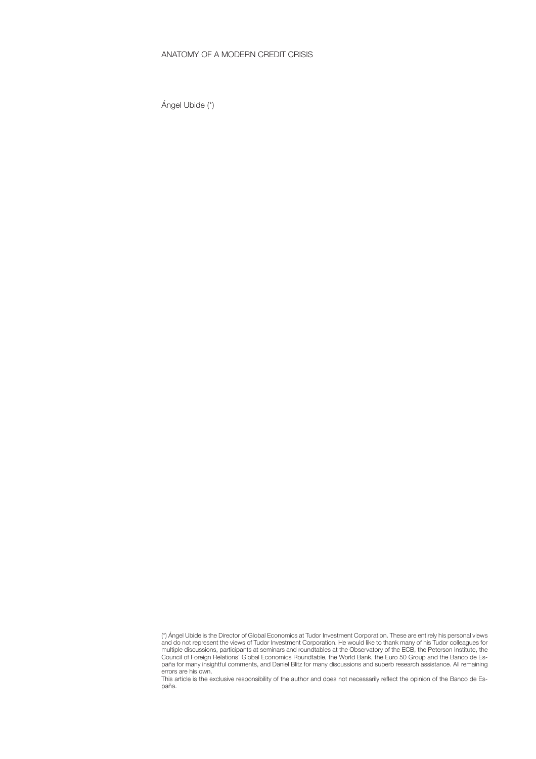# ANATOMY OF A MODERN CREDIT CRISIS

Ángel Ubide (*)

(*) Ángel Ubide is the Director of Global Economics at Tudor Investment Corporation. These are entirely his personal views and do not represent the views of Tudor Investment Corporation. He would like to thank many of his Tudor colleagues for multiple discussions, participants at seminars and roundtables at the Observatory of the ECB, the Peterson Institute, the Council of Foreign Relations' Global Economics Roundtable, the World Bank, the Euro 50 Group and the Banco de España for many insightful comments, and Daniel Blitz for many discussions and superb research assistance. All remaining errors are his own.

This article is the exclusive responsibility of the author and does not necessarily reflect the opinion of the Banco de España.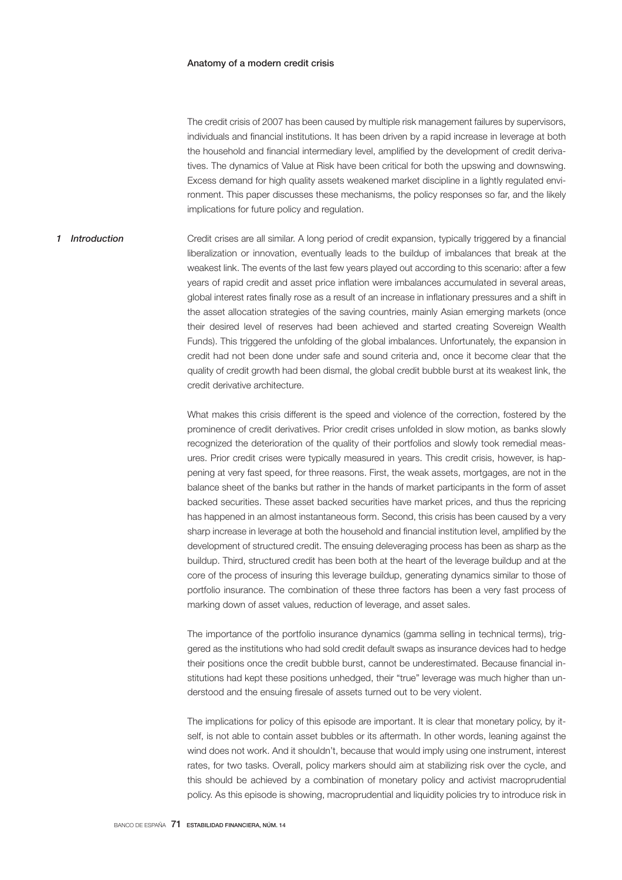# Anatomy of a modern credit crisis

The credit crisis of 2007 has been caused by multiple risk management failures by supervisors, individuals and financial institutions. It has been driven by a rapid increase in leverage at both the household and financial intermediary level, amplified by the development of credit derivatives. The dynamics of Value at Risk have been critical for both the upswing and downswing. Excess demand for high quality assets weakened market discipline in a lightly regulated environment. This paper discusses these mechanisms, the policy responses so far, and the likely implications for future policy and regulation.

## 1 Introduction

Credit crises are all similar. A long period of credit expansion, typically triggered by a financial liberalization or innovation, eventually leads to the buildup of imbalances that break at the weakest link. The events of the last few years played out according to this scenario: after a few years of rapid credit and asset price inflation were imbalances accumulated in several areas, global interest rates finally rose as a result of an increase in inflationary pressures and a shift in the asset allocation strategies of the saving countries, mainly Asian emerging markets (once their desired level of reserves had been achieved and started creating Sovereign Wealth Funds). This triggered the unfolding of the global imbalances. Unfortunately, the expansion in credit had not been done under safe and sound criteria and, once it become clear that the quality of credit growth had been dismal, the global credit bubble burst at its weakest link, the credit derivative architecture.

What makes this crisis different is the speed and violence of the correction, fostered by the prominence of credit derivatives. Prior credit crises unfolded in slow motion, as banks slowly recognized the deterioration of the quality of their portfolios and slowly took remedial measures. Prior credit crises were typically measured in years. This credit crisis, however, is happening at very fast speed, for three reasons. First, the weak assets, mortgages, are not in the balance sheet of the banks but rather in the hands of market participants in the form of asset backed securities. These asset backed securities have market prices, and thus the repricing has happened in an almost instantaneous form. Second, this crisis has been caused by a very sharp increase in leverage at both the household and financial institution level, amplified by the development of structured credit. The ensuing deleveraging process has been as sharp as the buildup. Third, structured credit has been both at the heart of the leverage buildup and at the core of the process of insuring this leverage buildup, generating dynamics similar to those of portfolio insurance. The combination of these three factors has been a very fast process of marking down of asset values, reduction of leverage, and asset sales.

The importance of the portfolio insurance dynamics (gamma selling in technical terms), triggered as the institutions who had sold credit default swaps as insurance devices had to hedge their positions once the credit bubble burst, cannot be underestimated. Because financial institutions had kept these positions unhedged, their "true" leverage was much higher than understood and the ensuing firesale of assets turned out to be very violent.

The implications for policy of this episode are important. It is clear that monetary policy, by itself, is not able to contain asset bubbles or its aftermath. In other words, leaning against the wind does not work. And it shouldn't, because that would imply using one instrument, interest rates, for two tasks. Overall, policy markers should aim at stabilizing risk over the cycle, and this should be achieved by a combination of monetary policy and activist macroprudential policy. As this episode is showing, macroprudential and liquidity policies try to introduce risk in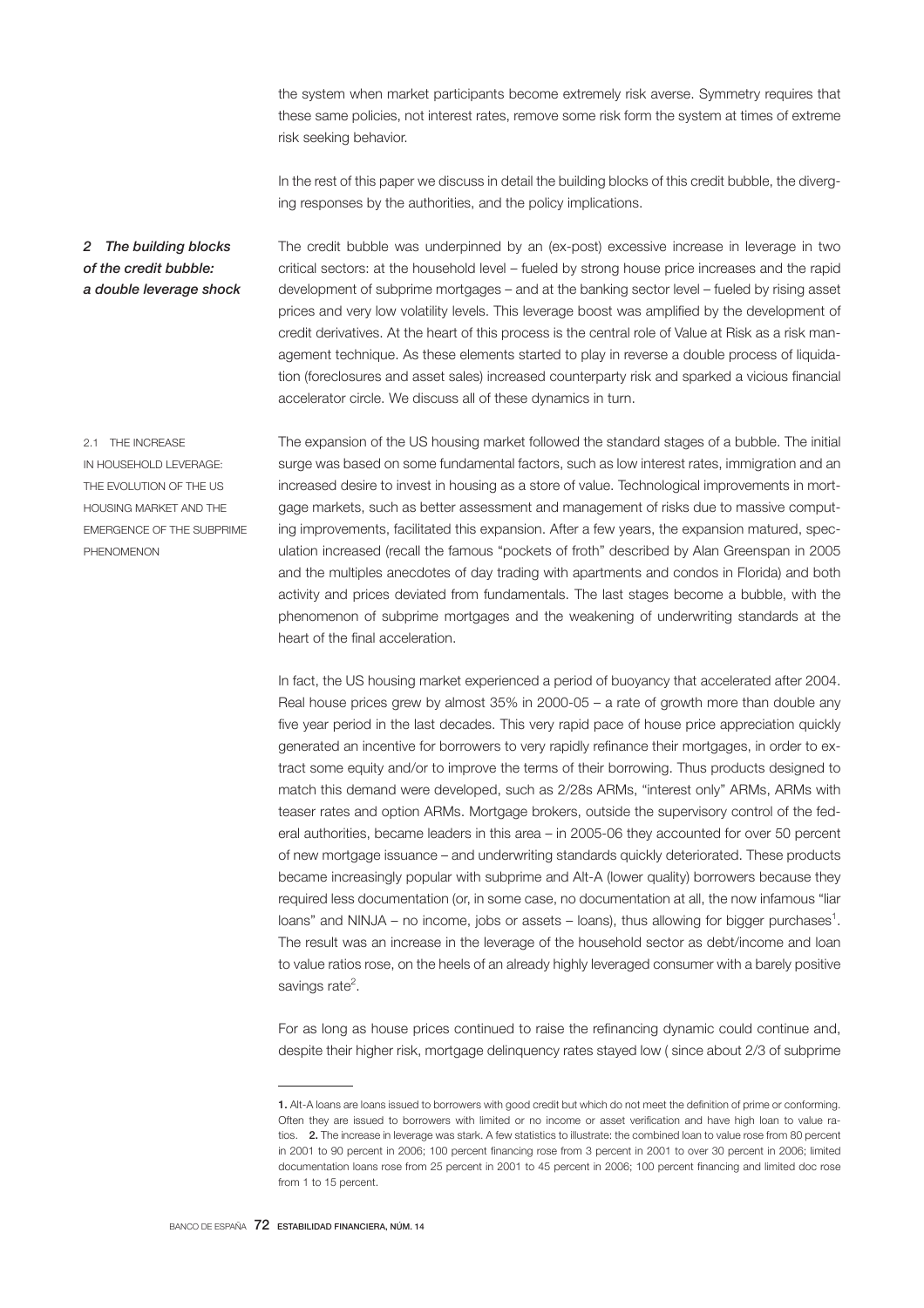the system when market participants become extremely risk averse. Symmetry requires that these same policies, not interest rates, remove some risk form the system at times of extreme risk seeking behavior.

In the rest of this paper we discuss in detail the building blocks of this credit bubble, the diverging responses by the authorities, and the policy implications.

## 2 The building blocks of the credit bubble: a double leverage shock

The credit bubble was underpinned by an (ex-post) excessive increase in leverage in two critical sectors: at the household level – fueled by strong house price increases and the rapid development of subprime mortgages – and at the banking sector level – fueled by rising asset prices and very low volatility levels. This leverage boost was amplified by the development of credit derivatives. At the heart of this process is the central role of Value at Risk as a risk management technique. As these elements started to play in reverse a double process of liquidation (foreclosures and asset sales) increased counterparty risk and sparked a vicious financial accelerator circle. We discuss all of these dynamics in turn.

### 2.1 The increase in household leverage: the evolution of the US housing market and the emergence of the subprime phenomenon

The expansion of the US housing market followed the standard stages of a bubble. The initial surge was based on some fundamental factors, such as low interest rates, immigration and an increased desire to invest in housing as a store of value. Technological improvements in mortgage markets, such as better assessment and management of risks due to massive computing improvements, facilitated this expansion. After a few years, the expansion matured, speculation increased (recall the famous "pockets of froth" described by Alan Greenspan in 2005 and the multiples anecdotes of day trading with apartments and condos in Florida) and both activity and prices deviated from fundamentals. The last stages become a bubble, with the phenomenon of subprime mortgages and the weakening of underwriting standards at the heart of the final acceleration.

In fact, the US housing market experienced a period of buoyancy that accelerated after 2004. Real house prices grew by almost 35% in 2000-05 – a rate of growth more than double any five year period in the last decades. This very rapid pace of house price appreciation quickly generated an incentive for borrowers to very rapidly refinance their mortgages, in order to extract some equity and/or to improve the terms of their borrowing. Thus products designed to match this demand were developed, such as 2/28s ARMs, "interest only" ARMs, ARMs with teaser rates and option ARMs. Mortgage brokers, outside the supervisory control of the federal authorities, became leaders in this area – in 2005-06 they accounted for over 50 percent of new mortgage issuance – and underwriting standards quickly deteriorated. These products became increasingly popular with subprime and Alt-A (lower quality) borrowers because they required less documentation (or, in some case, no documentation at all, the now infamous "liar loans" and NINJA – no income, jobs or assets – loans), thus allowing for bigger purchases[1]. The result was an increase in the leverage of the household sector as debt/income and loan to value ratios rose, on the heels of an already highly leveraged consumer with a barely positive savings rate[2].

For as long as house prices continued to raise the refinancing dynamic could continue and, despite their higher risk, mortgage delinquency rates stayed low ( since about 2/3 of subprime

---

**1.** Alt-A loans are loans issued to borrowers with good credit but which do not meet the definition of prime or conforming. Often they are issued to borrowers with limited or no income or asset verification and have high loan to value ratios. **2.** The increase in leverage was stark. A few statistics to illustrate: the combined loan to value rose from 80 percent in 2001 to 90 percent in 2006; 100 percent financing rose from 3 percent in 2001 to over 30 percent in 2006; limited documentation loans rose from 25 percent in 2001 to 45 percent in 2006; 100 percent financing and limited doc rose from 1 to 15 percent.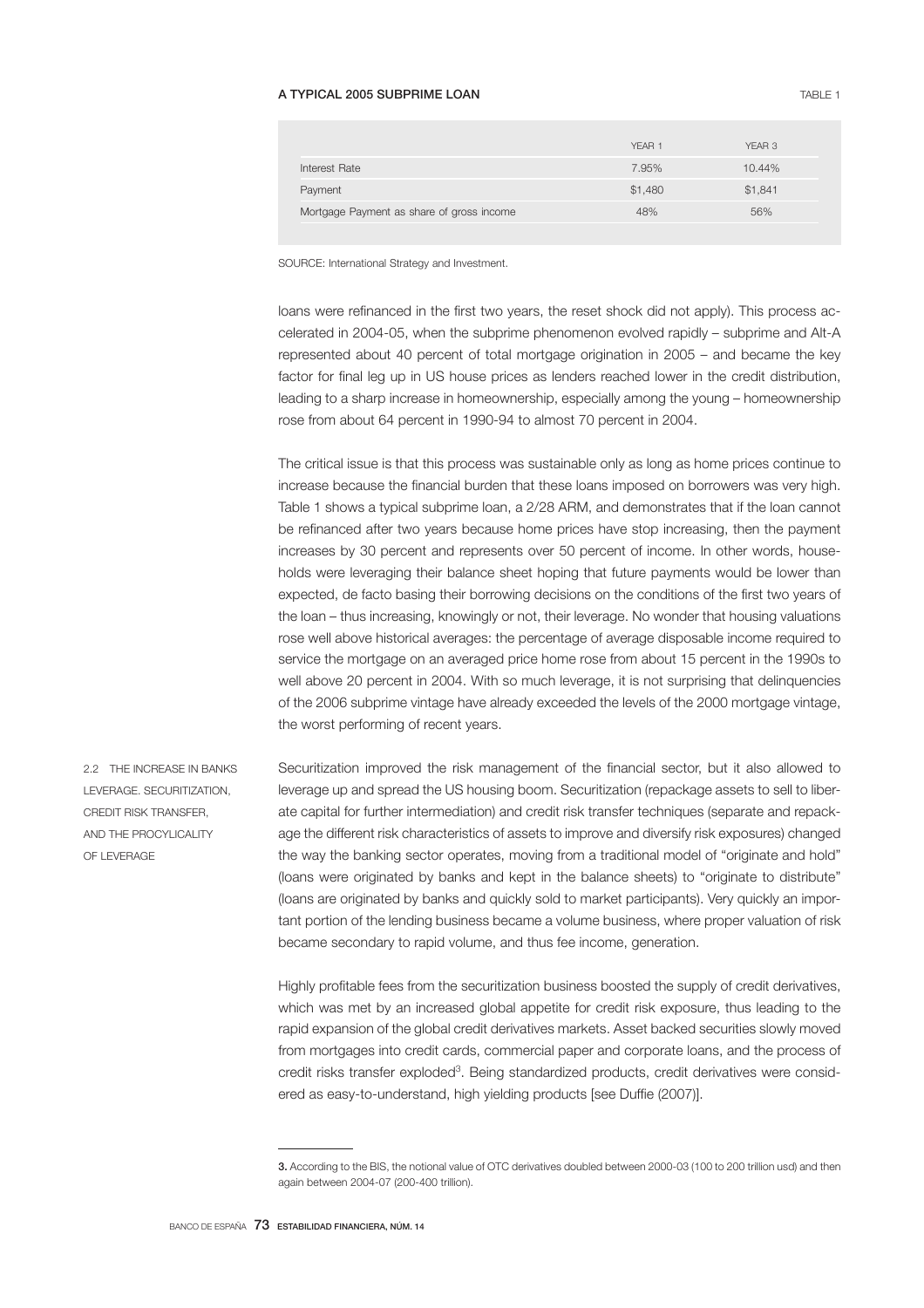**A TYPICAL 2005 SUBPRIME LOAN** TABLE 1

| | YEAR 1 | YEAR 3 |
|---|---|---|
| Interest Rate | 7.95% | 10.44% |
| Payment | $1,480 | $1,841 |
| Mortgage Payment as share of gross income | 48% | 56% |

SOURCE: International Strategy and Investment.

loans were refinanced in the first two years, the reset shock did not apply). This process accelerated in 2004-05, when the subprime phenomenon evolved rapidly – subprime and Alt-A represented about 40 percent of total mortgage origination in 2005 – and became the key factor for final leg up in US house prices as lenders reached lower in the credit distribution, leading to a sharp increase in homeownership, especially among the young – homeownership rose from about 64 percent in 1990-94 to almost 70 percent in 2004.

The critical issue is that this process was sustainable only as long as home prices continue to increase because the financial burden that these loans imposed on borrowers was very high. Table 1 shows a typical subprime loan, a 2/28 ARM, and demonstrates that if the loan cannot be refinanced after two years because home prices have stop increasing, then the payment increases by 30 percent and represents over 50 percent of income. In other words, households were leveraging their balance sheet hoping that future payments would be lower than expected, de facto basing their borrowing decisions on the conditions of the first two years of the loan – thus increasing, knowingly or not, their leverage. No wonder that housing valuations rose well above historical averages: the percentage of average disposable income required to service the mortgage on an averaged price home rose from about 15 percent in the 1990s to well above 20 percent in 2004. With so much leverage, it is not surprising that delinquencies of the 2006 subprime vintage have already exceeded the levels of the 2000 mortgage vintage, the worst performing of recent years.

## 2.2 THE INCREASE IN BANKS LEVERAGE. SECURITIZATION, CREDIT RISK TRANSFER, AND THE PROCYLICALITY OF LEVERAGE

Securitization improved the risk management of the financial sector, but it also allowed to leverage up and spread the US housing boom. Securitization (repackage assets to sell to liberate capital for further intermediation) and credit risk transfer techniques (separate and repackage the different risk characteristics of assets to improve and diversify risk exposures) changed the way the banking sector operates, moving from a traditional model of "originate and hold" (loans were originated by banks and kept in the balance sheets) to "originate to distribute" (loans are originated by banks and quickly sold to market participants). Very quickly an important portion of the lending business became a volume business, where proper valuation of risk became secondary to rapid volume, and thus fee income, generation.

Highly profitable fees from the securitization business boosted the supply of credit derivatives, which was met by an increased global appetite for credit risk exposure, thus leading to the rapid expansion of the global credit derivatives markets. Asset backed securities slowly moved from mortgages into credit cards, commercial paper and corporate loans, and the process of credit risks transfer exploded[3]. Being standardized products, credit derivatives were considered as easy-to-understand, high yielding products [see Duffie (2007)].

3. According to the BIS, the notional value of OTC derivatives doubled between 2000-03 (100 to 200 trillion usd) and then again between 2004-07 (200-400 trillion).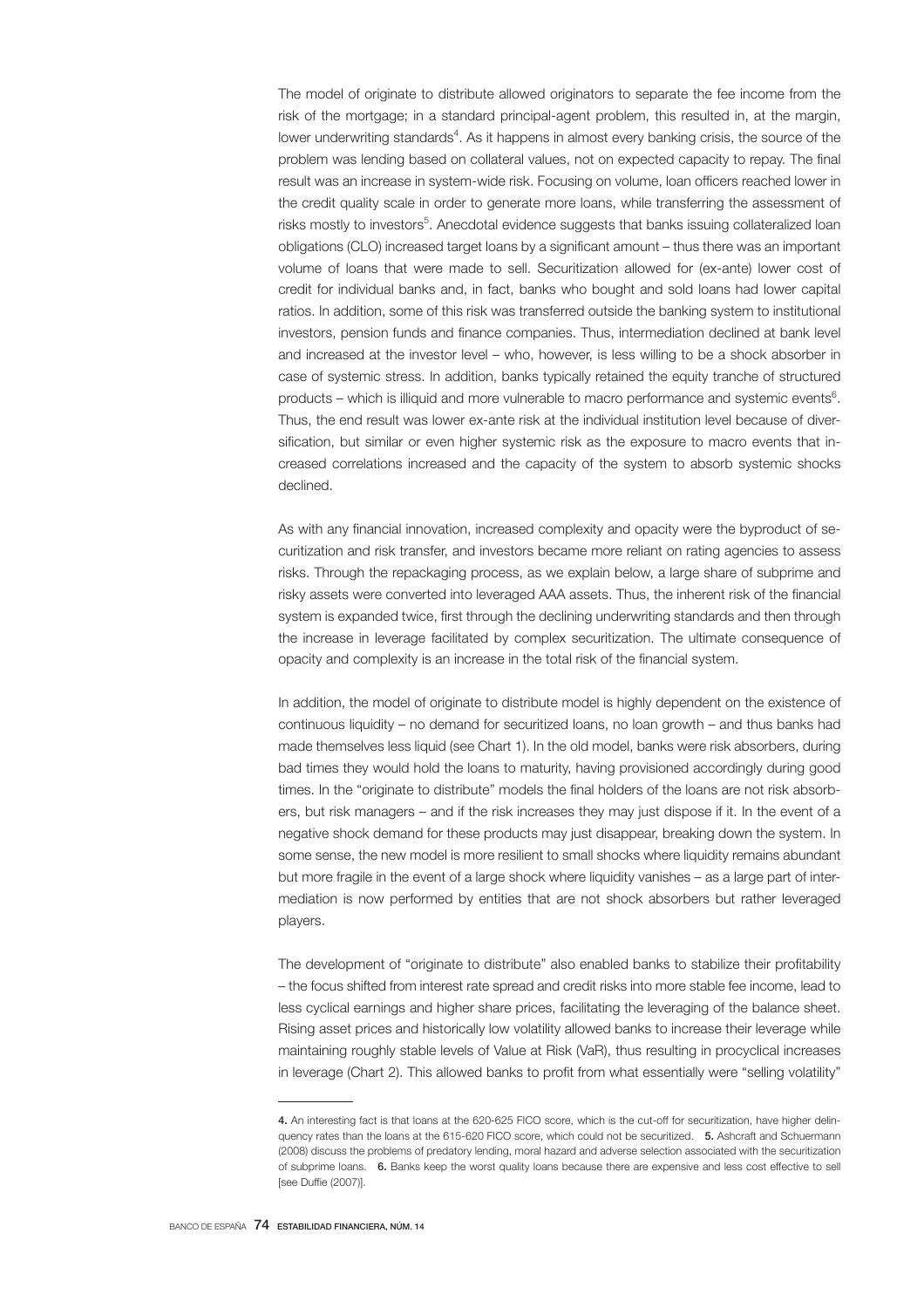The model of originate to distribute allowed originators to separate the fee income from the risk of the mortgage; in a standard principal-agent problem, this resulted in, at the margin, lower underwriting standards[4]. As it happens in almost every banking crisis, the source of the problem was lending based on collateral values, not on expected capacity to repay. The final result was an increase in system-wide risk. Focusing on volume, loan officers reached lower in the credit quality scale in order to generate more loans, while transferring the assessment of risks mostly to investors[5]. Anecdotal evidence suggests that banks issuing collateralized loan obligations (CLO) increased target loans by a significant amount – thus there was an important volume of loans that were made to sell. Securitization allowed for (ex-ante) lower cost of credit for individual banks and, in fact, banks who bought and sold loans had lower capital ratios. In addition, some of this risk was transferred outside the banking system to institutional investors, pension funds and finance companies. Thus, intermediation declined at bank level and increased at the investor level – who, however, is less willing to be a shock absorber in case of systemic stress. In addition, banks typically retained the equity tranche of structured products – which is illiquid and more vulnerable to macro performance and systemic events[6]. Thus, the end result was lower ex-ante risk at the individual institution level because of diversification, but similar or even higher systemic risk as the exposure to macro events that increased correlations increased and the capacity of the system to absorb systemic shocks declined.

As with any financial innovation, increased complexity and opacity were the byproduct of securitization and risk transfer, and investors became more reliant on rating agencies to assess risks. Through the repackaging process, as we explain below, a large share of subprime and risky assets were converted into leveraged AAA assets. Thus, the inherent risk of the financial system is expanded twice, first through the declining underwriting standards and then through the increase in leverage facilitated by complex securitization. The ultimate consequence of opacity and complexity is an increase in the total risk of the financial system.

In addition, the model of originate to distribute model is highly dependent on the existence of continuous liquidity – no demand for securitized loans, no loan growth – and thus banks had made themselves less liquid (see Chart 1). In the old model, banks were risk absorbers, during bad times they would hold the loans to maturity, having provisioned accordingly during good times. In the "originate to distribute" models the final holders of the loans are not risk absorbers, but risk managers – and if the risk increases they may just dispose if it. In the event of a negative shock demand for these products may just disappear, breaking down the system. In some sense, the new model is more resilient to small shocks where liquidity remains abundant but more fragile in the event of a large shock where liquidity vanishes – as a large part of intermediation is now performed by entities that are not shock absorbers but rather leveraged players.

The development of "originate to distribute" also enabled banks to stabilize their profitability – the focus shifted from interest rate spread and credit risks into more stable fee income, lead to less cyclical earnings and higher share prices, facilitating the leveraging of the balance sheet. Rising asset prices and historically low volatility allowed banks to increase their leverage while maintaining roughly stable levels of Value at Risk (VaR), thus resulting in procyclical increases in leverage (Chart 2). This allowed banks to profit from what essentially were "selling volatility"

---

**4.** An interesting fact is that loans at the 620-625 FICO score, which is the cut-off for securitization, have higher delinquency rates than the loans at the 615-620 FICO score, which could not be securitized. **5.** Ashcraft and Schuermann (2008) discuss the problems of predatory lending, moral hazard and adverse selection associated with the securitization of subprime loans. **6.** Banks keep the worst quality loans because there are expensive and less cost effective to sell [see Duffie (2007)].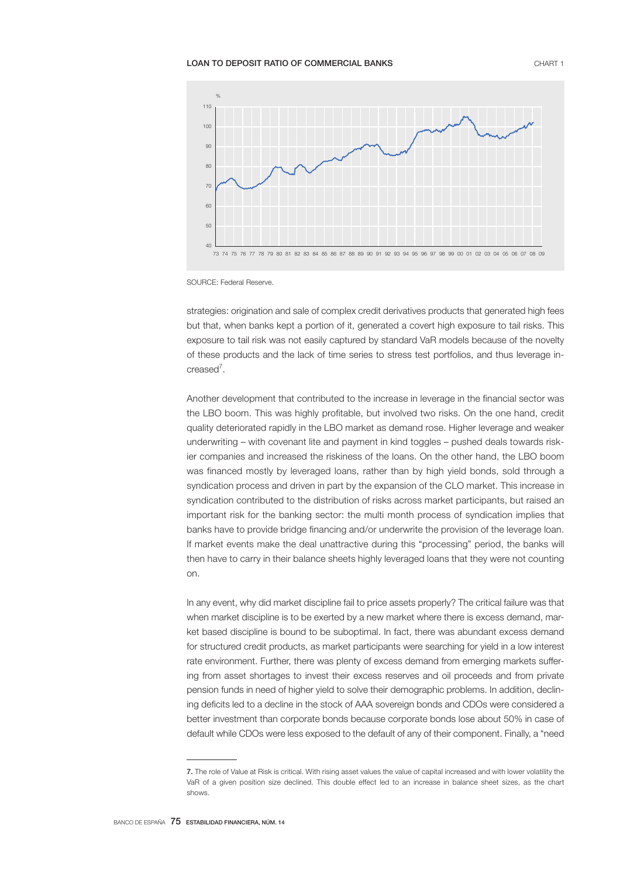**LOAN TO DEPOSIT RATIO OF COMMERCIAL BANKS** CHART 1

SOURCE: Federal Reserve.

strategies: origination and sale of complex credit derivatives products that generated high fees but that, when banks kept a portion of it, generated a covert high exposure to tail risks. This exposure to tail risk was not easily captured by standard VaR models because of the novelty of these products and the lack of time series to stress test portfolios, and thus leverage increased[7].

Another development that contributed to the increase in leverage in the financial sector was the LBO boom. This was highly profitable, but involved two risks. On the one hand, credit quality deteriorated rapidly in the LBO market as demand rose. Higher leverage and weaker underwriting – with covenant lite and payment in kind toggles – pushed deals towards riskier companies and increased the riskiness of the loans. On the other hand, the LBO boom was financed mostly by leveraged loans, rather than by high yield bonds, sold through a syndication process and driven in part by the expansion of the CLO market. This increase in syndication contributed to the distribution of risks across market participants, but raised an important risk for the banking sector: the multi month process of syndication implies that banks have to provide bridge financing and/or underwrite the provision of the leverage loan. If market events make the deal unattractive during this "processing" period, the banks will then have to carry in their balance sheets highly leveraged loans that they were not counting on.

In any event, why did market discipline fail to price assets properly? The critical failure was that when market discipline is to be exerted by a new market where there is excess demand, market based discipline is bound to be suboptimal. In fact, there was abundant excess demand for structured credit products, as market participants were searching for yield in a low interest rate environment. Further, there was plenty of excess demand from emerging markets suffering from asset shortages to invest their excess reserves and oil proceeds and from private pension funds in need of higher yield to solve their demographic problems. In addition, declining deficits led to a decline in the stock of AAA sovereign bonds and CDOs were considered a better investment than corporate bonds because corporate bonds lose about 50% in case of default while CDOs were less exposed to the default of any of their component. Finally, a "need

---

7. The role of Value at Risk is critical. With rising asset values the value of capital increased and with lower volatility the VaR of a given position size declined. This double effect led to an increase in balance sheet sizes, as the chart shows.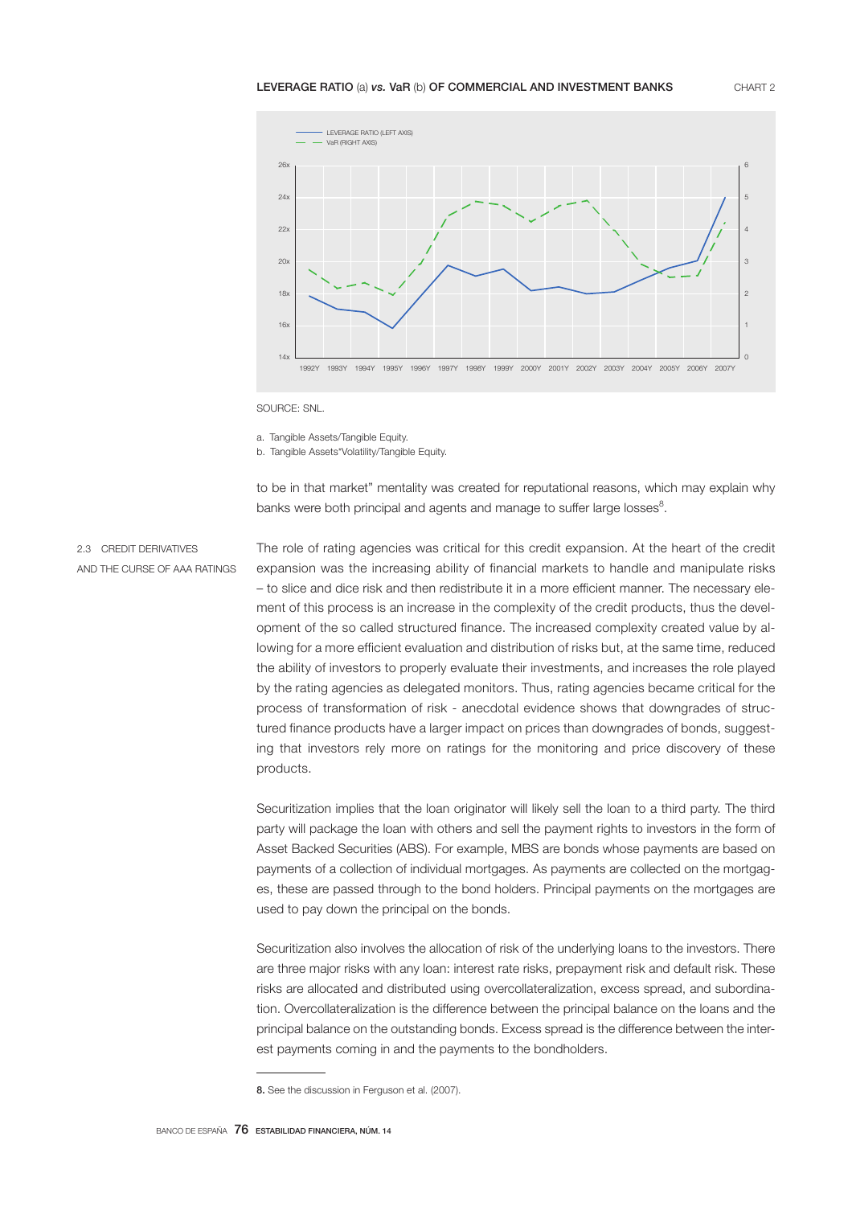**LEVERAGE RATIO** (a) ***vs.*** **VaR** (b) **OF COMMERCIAL AND INVESTMENT BANKS** CHART 2

SOURCE: SNL.

a. Tangible Assets/Tangible Equity.
b. Tangible Assets*Volatility/Tangible Equity.

to be in that market" mentality was created for reputational reasons, which may explain why banks were both principal and agents and manage to suffer large losses[8].

### 2.3 CREDIT DERIVATIVES AND THE CURSE OF AAA RATINGS

The role of rating agencies was critical for this credit expansion. At the heart of the credit expansion was the increasing ability of financial markets to handle and manipulate risks – to slice and dice risk and then redistribute it in a more efficient manner. The necessary element of this process is an increase in the complexity of the credit products, thus the development of the so called structured finance. The increased complexity created value by allowing for a more efficient evaluation and distribution of risks but, at the same time, reduced the ability of investors to properly evaluate their investments, and increases the role played by the rating agencies as delegated monitors. Thus, rating agencies became critical for the process of transformation of risk - anecdotal evidence shows that downgrades of structured finance products have a larger impact on prices than downgrades of bonds, suggesting that investors rely more on ratings for the monitoring and price discovery of these products.

Securitization implies that the loan originator will likely sell the loan to a third party. The third party will package the loan with others and sell the payment rights to investors in the form of Asset Backed Securities (ABS). For example, MBS are bonds whose payments are based on payments of a collection of individual mortgages. As payments are collected on the mortgages, these are passed through to the bond holders. Principal payments on the mortgages are used to pay down the principal on the bonds.

Securitization also involves the allocation of risk of the underlying loans to the investors. There are three major risks with any loan: interest rate risks, prepayment risk and default risk. These risks are allocated and distributed using overcollateralization, excess spread, and subordination. Overcollateralization is the difference between the principal balance on the loans and the principal balance on the outstanding bonds. Excess spread is the difference between the interest payments coming in and the payments to the bondholders.

---

**8.** See the discussion in Ferguson et al. (2007).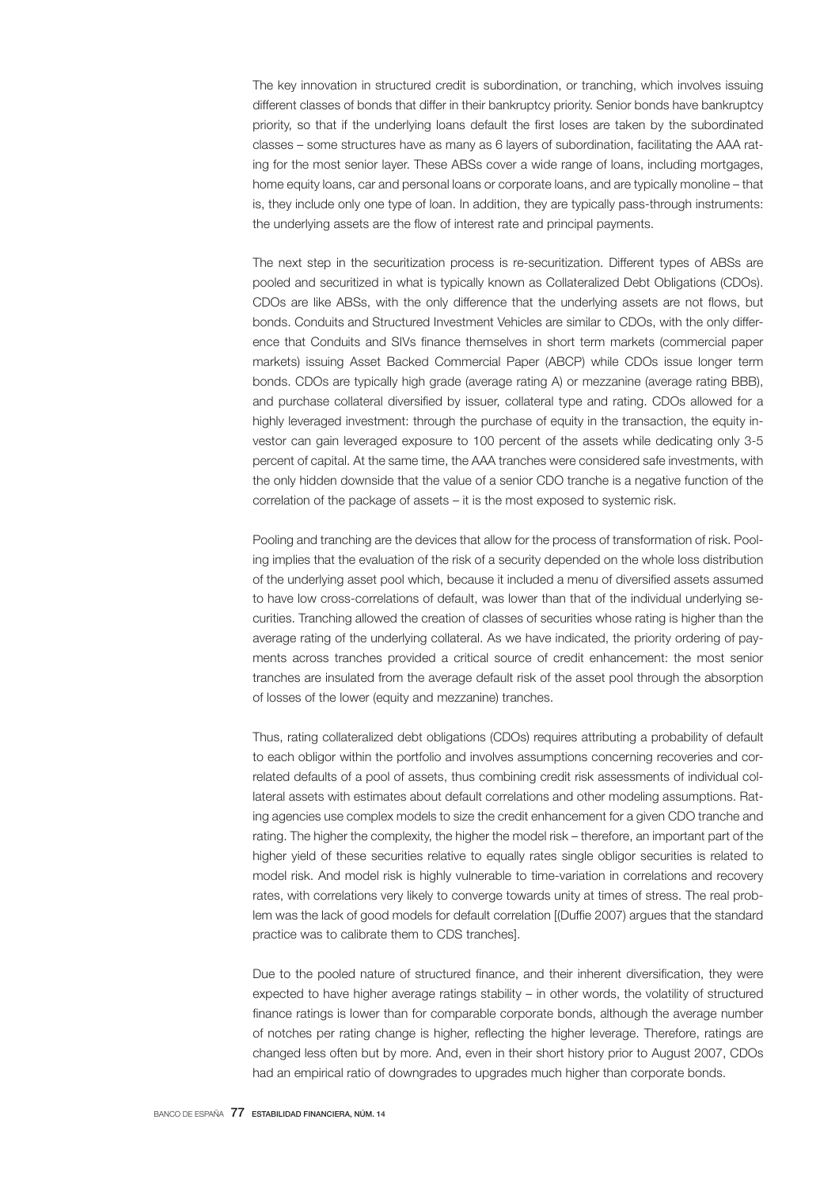The key innovation in structured credit is subordination, or tranching, which involves issuing different classes of bonds that differ in their bankruptcy priority. Senior bonds have bankruptcy priority, so that if the underlying loans default the first loses are taken by the subordinated classes – some structures have as many as 6 layers of subordination, facilitating the AAA rating for the most senior layer. These ABSs cover a wide range of loans, including mortgages, home equity loans, car and personal loans or corporate loans, and are typically monoline – that is, they include only one type of loan. In addition, they are typically pass-through instruments: the underlying assets are the flow of interest rate and principal payments.

The next step in the securitization process is re-securitization. Different types of ABSs are pooled and securitized in what is typically known as Collateralized Debt Obligations (CDOs). CDOs are like ABSs, with the only difference that the underlying assets are not flows, but bonds. Conduits and Structured Investment Vehicles are similar to CDOs, with the only difference that Conduits and SIVs finance themselves in short term markets (commercial paper markets) issuing Asset Backed Commercial Paper (ABCP) while CDOs issue longer term bonds. CDOs are typically high grade (average rating A) or mezzanine (average rating BBB), and purchase collateral diversified by issuer, collateral type and rating. CDOs allowed for a highly leveraged investment: through the purchase of equity in the transaction, the equity investor can gain leveraged exposure to 100 percent of the assets while dedicating only 3-5 percent of capital. At the same time, the AAA tranches were considered safe investments, with the only hidden downside that the value of a senior CDO tranche is a negative function of the correlation of the package of assets – it is the most exposed to systemic risk.

Pooling and tranching are the devices that allow for the process of transformation of risk. Pooling implies that the evaluation of the risk of a security depended on the whole loss distribution of the underlying asset pool which, because it included a menu of diversified assets assumed to have low cross-correlations of default, was lower than that of the individual underlying securities. Tranching allowed the creation of classes of securities whose rating is higher than the average rating of the underlying collateral. As we have indicated, the priority ordering of payments across tranches provided a critical source of credit enhancement: the most senior tranches are insulated from the average default risk of the asset pool through the absorption of losses of the lower (equity and mezzanine) tranches.

Thus, rating collateralized debt obligations (CDOs) requires attributing a probability of default to each obligor within the portfolio and involves assumptions concerning recoveries and correlated defaults of a pool of assets, thus combining credit risk assessments of individual collateral assets with estimates about default correlations and other modeling assumptions. Rating agencies use complex models to size the credit enhancement for a given CDO tranche and rating. The higher the complexity, the higher the model risk – therefore, an important part of the higher yield of these securities relative to equally rates single obligor securities is related to model risk. And model risk is highly vulnerable to time-variation in correlations and recovery rates, with correlations very likely to converge towards unity at times of stress. The real problem was the lack of good models for default correlation [(Duffie 2007) argues that the standard practice was to calibrate them to CDS tranches].

Due to the pooled nature of structured finance, and their inherent diversification, they were expected to have higher average ratings stability – in other words, the volatility of structured finance ratings is lower than for comparable corporate bonds, although the average number of notches per rating change is higher, reflecting the higher leverage. Therefore, ratings are changed less often but by more. And, even in their short history prior to August 2007, CDOs had an empirical ratio of downgrades to upgrades much higher than corporate bonds.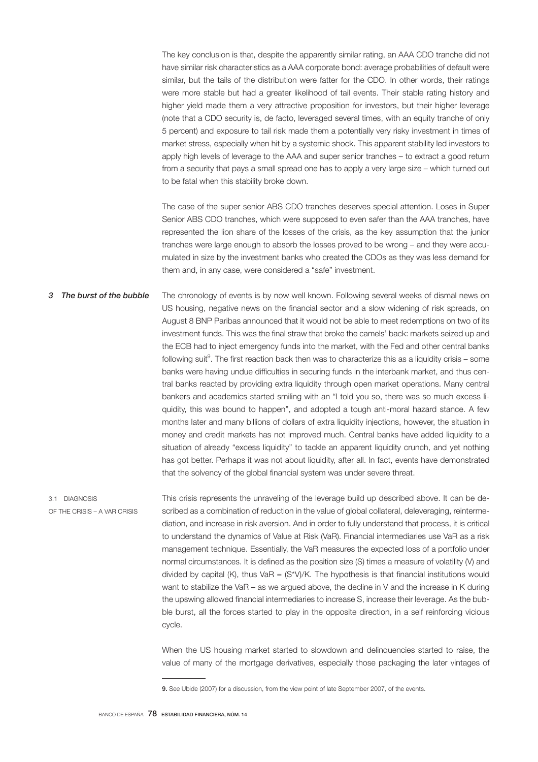The key conclusion is that, despite the apparently similar rating, an AAA CDO tranche did not have similar risk characteristics as a AAA corporate bond: average probabilities of default were similar, but the tails of the distribution were fatter for the CDO. In other words, their ratings were more stable but had a greater likelihood of tail events. Their stable rating history and higher yield made them a very attractive proposition for investors, but their higher leverage (note that a CDO security is, de facto, leveraged several times, with an equity tranche of only 5 percent) and exposure to tail risk made them a potentially very risky investment in times of market stress, especially when hit by a systemic shock. This apparent stability led investors to apply high levels of leverage to the AAA and super senior tranches – to extract a good return from a security that pays a small spread one has to apply a very large size – which turned out to be fatal when this stability broke down.

The case of the super senior ABS CDO tranches deserves special attention. Loses in Super Senior ABS CDO tranches, which were supposed to even safer than the AAA tranches, have represented the lion share of the losses of the crisis, as the key assumption that the junior tranches were large enough to absorb the losses proved to be wrong – and they were accumulated in size by the investment banks who created the CDOs as they was less demand for them and, in any case, were considered a "safe" investment.

## *3 The burst of the bubble*

The chronology of events is by now well known. Following several weeks of dismal news on US housing, negative news on the financial sector and a slow widening of risk spreads, on August 8 BNP Paribas announced that it would not be able to meet redemptions on two of its investment funds. This was the final straw that broke the camels' back: markets seized up and the ECB had to inject emergency funds into the market, with the Fed and other central banks following suit[9]. The first reaction back then was to characterize this as a liquidity crisis – some banks were having undue difficulties in securing funds in the interbank market, and thus central banks reacted by providing extra liquidity through open market operations. Many central bankers and academics started smiling with an "I told you so, there was so much excess liquidity, this was bound to happen", and adopted a tough anti-moral hazard stance. A few months later and many billions of dollars of extra liquidity injections, however, the situation in money and credit markets has not improved much. Central banks have added liquidity to a situation of already "excess liquidity" to tackle an apparent liquidity crunch, and yet nothing has got better. Perhaps it was not about liquidity, after all. In fact, events have demonstrated that the solvency of the global financial system was under severe threat.

### 3.1 DIAGNOSIS OF THE CRISIS – A VAR CRISIS

This crisis represents the unraveling of the leverage build up described above. It can be described as a combination of reduction in the value of global collateral, deleveraging, reintermediation, and increase in risk aversion. And in order to fully understand that process, it is critical to understand the dynamics of Value at Risk (VaR). Financial intermediaries use VaR as a risk management technique. Essentially, the VaR measures the expected loss of a portfolio under normal circumstances. It is defined as the position size (S) times a measure of volatility (V) and divided by capital (K), thus $VaR = (S*V)/K$. The hypothesis is that financial institutions would want to stabilize the VaR – as we argued above, the decline in V and the increase in K during the upswing allowed financial intermediaries to increase S, increase their leverage. As the bubble burst, all the forces started to play in the opposite direction, in a self reinforcing vicious cycle.

When the US housing market started to slowdown and delinquencies started to raise, the value of many of the mortgage derivatives, especially those packaging the later vintages of

---

**9.** See Ubide (2007) for a discussion, from the view point of late September 2007, of the events.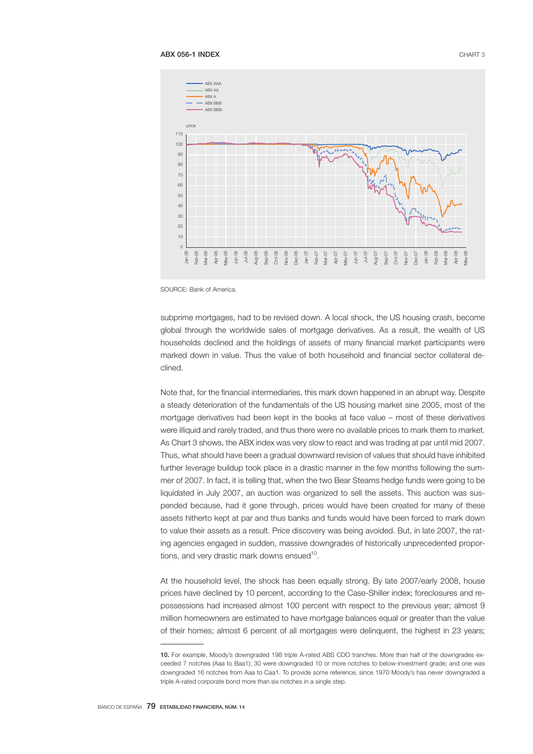**ABX 056-1 INDEX** CHART 3

SOURCE: Bank of America.

subprime mortgages, had to be revised down. A local shock, the US housing crash, become global through the worldwide sales of mortgage derivatives. As a result, the wealth of US households declined and the holdings of assets of many financial market participants were marked down in value. Thus the value of both household and financial sector collateral declined.

Note that, for the financial intermediaries, this mark down happened in an abrupt way. Despite a steady deterioration of the fundamentals of the US housing market sine 2005, most of the mortgage derivatives had been kept in the books at face value – most of these derivatives were illiquid and rarely traded, and thus there were no available prices to mark them to market. As Chart 3 shows, the ABX index was very slow to react and was trading at par until mid 2007. Thus, what should have been a gradual downward revision of values that should have inhibited further leverage buildup took place in a drastic manner in the few months following the summer of 2007. In fact, it is telling that, when the two Bear Stearns hedge funds were going to be liquidated in July 2007, an auction was organized to sell the assets. This auction was suspended because, had it gone through, prices would have been created for many of these assets hitherto kept at par and thus banks and funds would have been forced to mark down to value their assets as a result. Price discovery was being avoided. But, in late 2007, the rating agencies engaged in sudden, massive downgrades of historically unprecedented proportions, and very drastic mark downs ensued[10].

At the household level, the shock has been equally strong. By late 2007/early 2008, house prices have declined by 10 percent, according to the Case-Shiller index; foreclosures and repossessions had increased almost 100 percent with respect to the previous year; almost 9 million homeowners are estimated to have mortgage balances equal or greater than the value of their homes; almost 6 percent of all mortgages were delinquent, the highest in 23 years;

**10.** For example, Moody's downgraded 198 triple A-rated ABS CDO tranches. More than half of the downgrades exceeded 7 notches (Aaa to Baa1); 30 were downgraded 10 or more notches to below-investment grade; and one was downgraded 16 notches from Aaa to Caa1. To provide some reference, since 1970 Moody's has never downgraded a triple A-rated corporate bond more than six notches in a single step.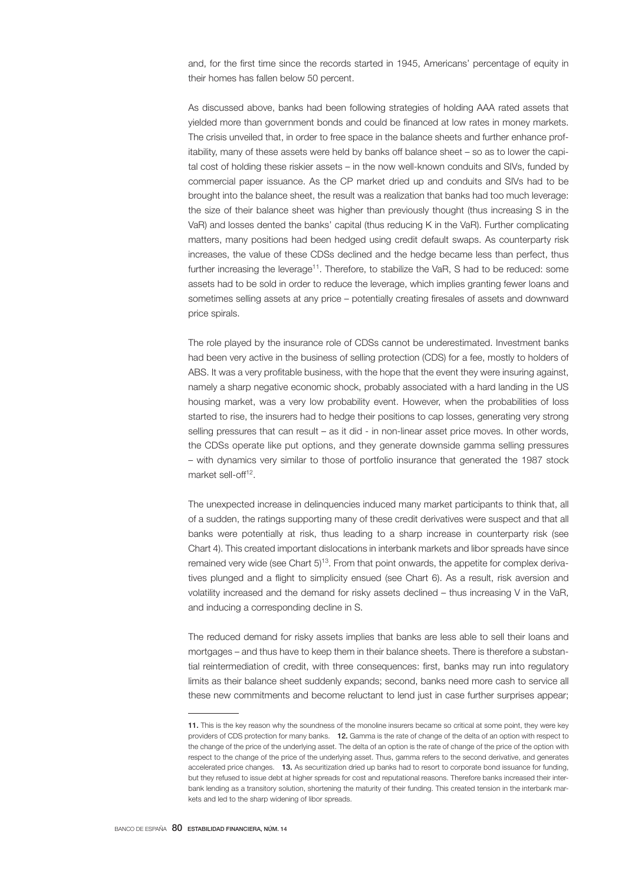and, for the first time since the records started in 1945, Americans' percentage of equity in their homes has fallen below 50 percent.

As discussed above, banks had been following strategies of holding AAA rated assets that yielded more than government bonds and could be financed at low rates in money markets. The crisis unveiled that, in order to free space in the balance sheets and further enhance profitability, many of these assets were held by banks off balance sheet – so as to lower the capital cost of holding these riskier assets – in the now well-known conduits and SIVs, funded by commercial paper issuance. As the CP market dried up and conduits and SIVs had to be brought into the balance sheet, the result was a realization that banks had too much leverage: the size of their balance sheet was higher than previously thought (thus increasing S in the VaR) and losses dented the banks' capital (thus reducing K in the VaR). Further complicating matters, many positions had been hedged using credit default swaps. As counterparty risk increases, the value of these CDSs declined and the hedge became less than perfect, thus further increasing the leverage[11]. Therefore, to stabilize the VaR, S had to be reduced: some assets had to be sold in order to reduce the leverage, which implies granting fewer loans and sometimes selling assets at any price – potentially creating firesales of assets and downward price spirals.

The role played by the insurance role of CDSs cannot be underestimated. Investment banks had been very active in the business of selling protection (CDS) for a fee, mostly to holders of ABS. It was a very profitable business, with the hope that the event they were insuring against, namely a sharp negative economic shock, probably associated with a hard landing in the US housing market, was a very low probability event. However, when the probabilities of loss started to rise, the insurers had to hedge their positions to cap losses, generating very strong selling pressures that can result – as it did - in non-linear asset price moves. In other words, the CDSs operate like put options, and they generate downside gamma selling pressures – with dynamics very similar to those of portfolio insurance that generated the 1987 stock market sell-off[12].

The unexpected increase in delinquencies induced many market participants to think that, all of a sudden, the ratings supporting many of these credit derivatives were suspect and that all banks were potentially at risk, thus leading to a sharp increase in counterparty risk (see Chart 4). This created important dislocations in interbank markets and libor spreads have since remained very wide (see Chart 5)[13]. From that point onwards, the appetite for complex derivatives plunged and a flight to simplicity ensued (see Chart 6). As a result, risk aversion and volatility increased and the demand for risky assets declined – thus increasing V in the VaR, and inducing a corresponding decline in S.

The reduced demand for risky assets implies that banks are less able to sell their loans and mortgages – and thus have to keep them in their balance sheets. There is therefore a substantial reintermediation of credit, with three consequences: first, banks may run into regulatory limits as their balance sheet suddenly expands; second, banks need more cash to service all these new commitments and become reluctant to lend just in case further surprises appear;

---

**11.** This is the key reason why the soundness of the monoline insurers became so critical at some point, they were key providers of CDS protection for many banks. **12.** Gamma is the rate of change of the delta of an option with respect to the change of the price of the underlying asset. The delta of an option is the rate of change of the price of the option with respect to the change of the price of the underlying asset. Thus, gamma refers to the second derivative, and generates accelerated price changes. **13.** As securitization dried up banks had to resort to corporate bond issuance for funding, but they refused to issue debt at higher spreads for cost and reputational reasons. Therefore banks increased their interbank lending as a transitory solution, shortening the maturity of their funding. This created tension in the interbank markets and led to the sharp widening of libor spreads.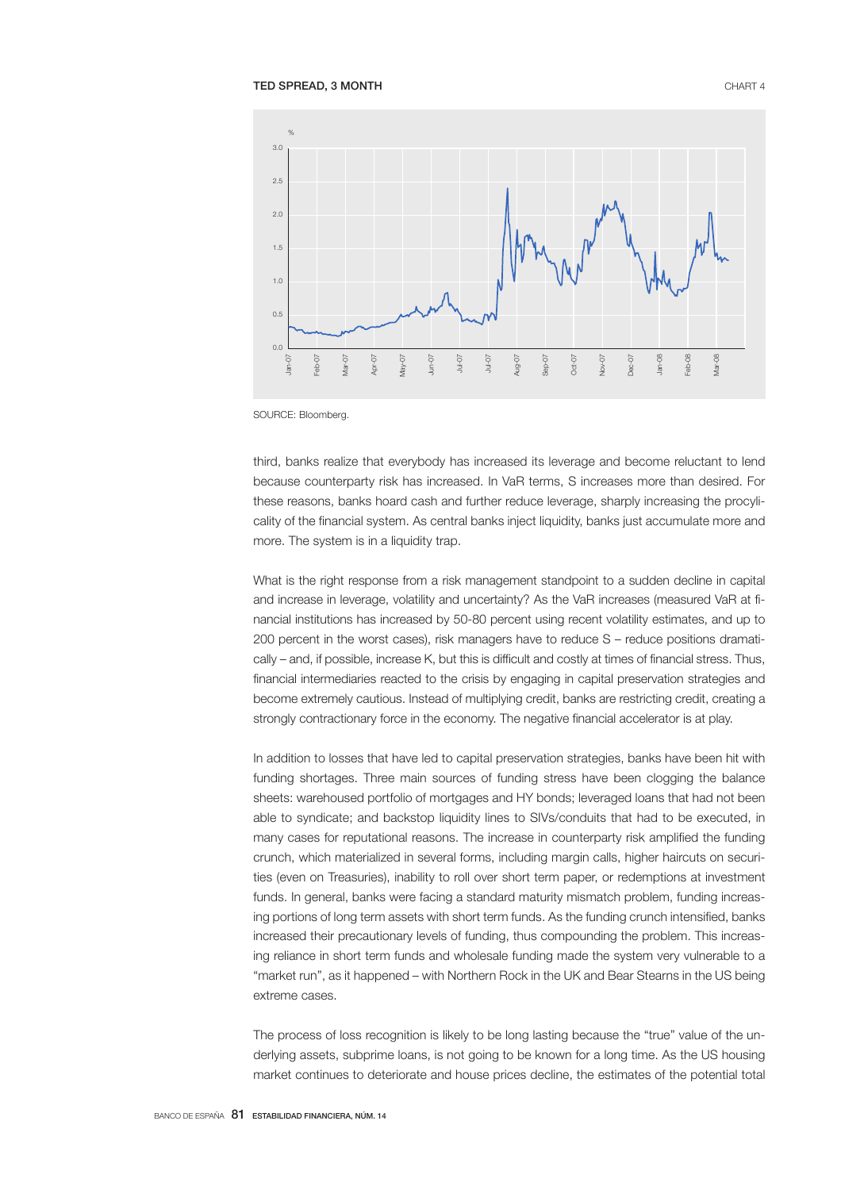TED SPREAD, 3 MONTH

CHART 4

SOURCE: Bloomberg.

third, banks realize that everybody has increased its leverage and become reluctant to lend because counterparty risk has increased. In VaR terms, S increases more than desired. For these reasons, banks hoard cash and further reduce leverage, sharply increasing the procyclicality of the financial system. As central banks inject liquidity, banks just accumulate more and more. The system is in a liquidity trap.

What is the right response from a risk management standpoint to a sudden decline in capital and increase in leverage, volatility and uncertainty? As the VaR increases (measured VaR at financial institutions has increased by 50-80 percent using recent volatility estimates, and up to 200 percent in the worst cases), risk managers have to reduce S – reduce positions dramatically – and, if possible, increase K, but this is difficult and costly at times of financial stress. Thus, financial intermediaries reacted to the crisis by engaging in capital preservation strategies and become extremely cautious. Instead of multiplying credit, banks are restricting credit, creating a strongly contractionary force in the economy. The negative financial accelerator is at play.

In addition to losses that have led to capital preservation strategies, banks have been hit with funding shortages. Three main sources of funding stress have been clogging the balance sheets: warehoused portfolio of mortgages and HY bonds; leveraged loans that had not been able to syndicate; and backstop liquidity lines to SIVs/conduits that had to be executed, in many cases for reputational reasons. The increase in counterparty risk amplified the funding crunch, which materialized in several forms, including margin calls, higher haircuts on securities (even on Treasuries), inability to roll over short term paper, or redemptions at investment funds. In general, banks were facing a standard maturity mismatch problem, funding increasing portions of long term assets with short term funds. As the funding crunch intensified, banks increased their precautionary levels of funding, thus compounding the problem. This increasing reliance in short term funds and wholesale funding made the system very vulnerable to a "market run", as it happened – with Northern Rock in the UK and Bear Stearns in the US being extreme cases.

The process of loss recognition is likely to be long lasting because the "true" value of the underlying assets, subprime loans, is not going to be known for a long time. As the US housing market continues to deteriorate and house prices decline, the estimates of the potential total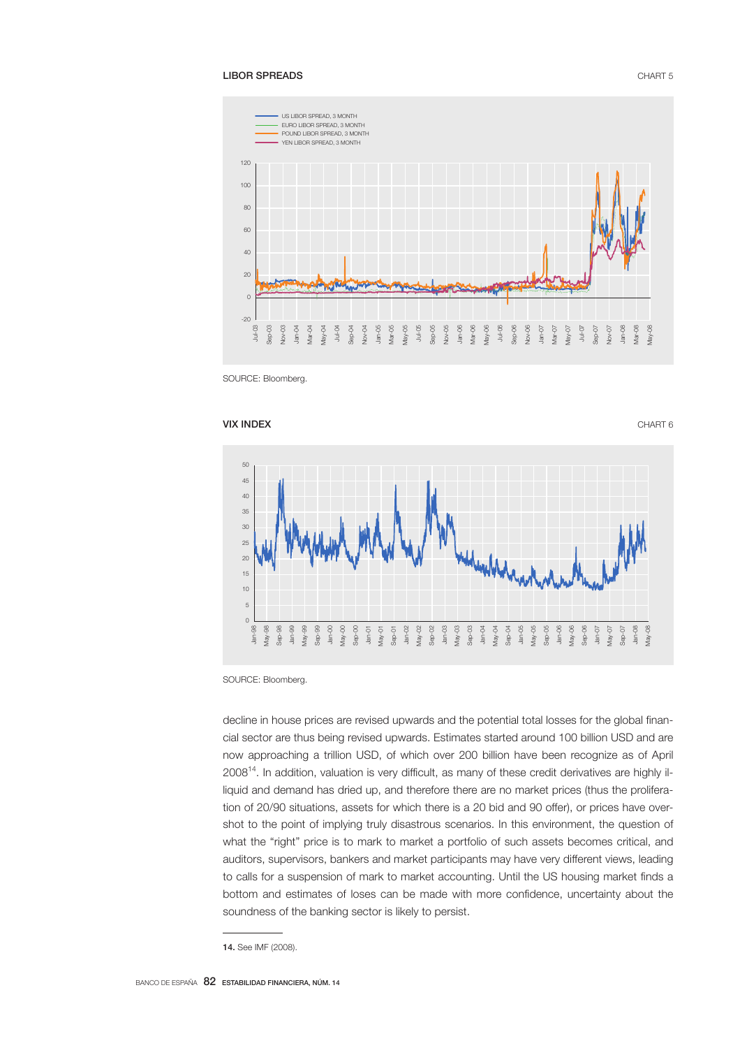LIBOR SPREADS

CHART 5

SOURCE: Bloomberg.

VIX INDEX

CHART 6

SOURCE: Bloomberg.

decline in house prices are revised upwards and the potential total losses for the global financial sector are thus being revised upwards. Estimates started around 100 billion USD and are now approaching a trillion USD, of which over 200 billion have been recognize as of April 2008[14]. In addition, valuation is very difficult, as many of these credit derivatives are highly illiquid and demand has dried up, and therefore there are no market prices (thus the proliferation of 20/90 situations, assets for which there is a 20 bid and 90 offer), or prices have overshot to the point of implying truly disastrous scenarios. In this environment, the question of what the "right" price is to mark to market a portfolio of such assets becomes critical, and auditors, supervisors, bankers and market participants may have very different views, leading to calls for a suspension of mark to market accounting. Until the US housing market finds a bottom and estimates of loses can be made with more confidence, uncertainty about the soundness of the banking sector is likely to persist.

**14.** See IMF (2008).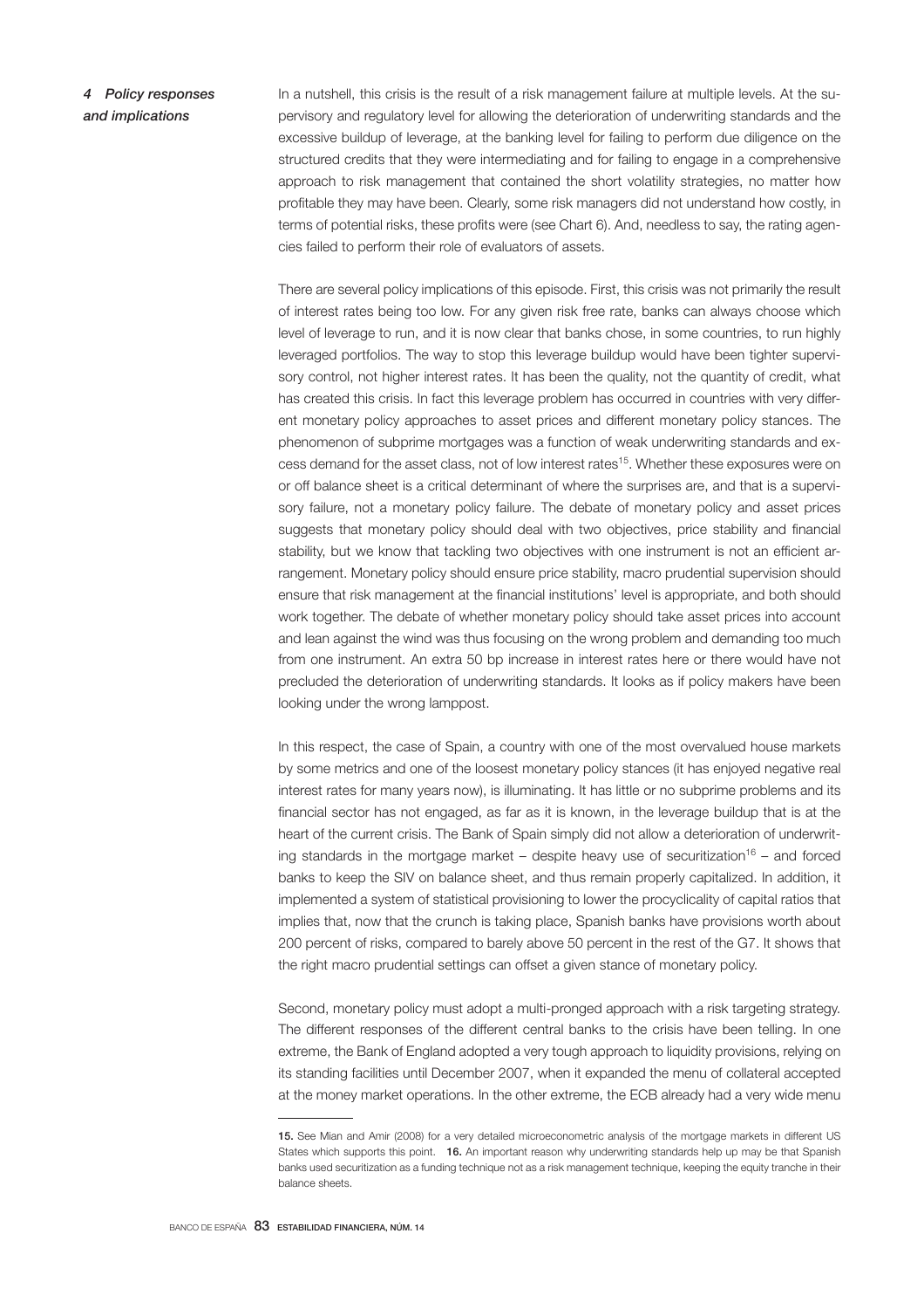## 4 Policy responses and implications

In a nutshell, this crisis is the result of a risk management failure at multiple levels. At the supervisory and regulatory level for allowing the deterioration of underwriting standards and the excessive buildup of leverage, at the banking level for failing to perform due diligence on the structured credits that they were intermediating and for failing to engage in a comprehensive approach to risk management that contained the short volatility strategies, no matter how profitable they may have been. Clearly, some risk managers did not understand how costly, in terms of potential risks, these profits were (see Chart 6). And, needless to say, the rating agencies failed to perform their role of evaluators of assets.

There are several policy implications of this episode. First, this crisis was not primarily the result of interest rates being too low. For any given risk free rate, banks can always choose which level of leverage to run, and it is now clear that banks chose, in some countries, to run highly leveraged portfolios. The way to stop this leverage buildup would have been tighter supervisory control, not higher interest rates. It has been the quality, not the quantity of credit, what has created this crisis. In fact this leverage problem has occurred in countries with very different monetary policy approaches to asset prices and different monetary policy stances. The phenomenon of subprime mortgages was a function of weak underwriting standards and excess demand for the asset class, not of low interest rates[15]. Whether these exposures were on or off balance sheet is a critical determinant of where the surprises are, and that is a supervisory failure, not a monetary policy failure. The debate of monetary policy and asset prices suggests that monetary policy should deal with two objectives, price stability and financial stability, but we know that tackling two objectives with one instrument is not an efficient arrangement. Monetary policy should ensure price stability, macro prudential supervision should ensure that risk management at the financial institutions' level is appropriate, and both should work together. The debate of whether monetary policy should take asset prices into account and lean against the wind was thus focusing on the wrong problem and demanding too much from one instrument. An extra 50 bp increase in interest rates here or there would have not precluded the deterioration of underwriting standards. It looks as if policy makers have been looking under the wrong lamppost.

In this respect, the case of Spain, a country with one of the most overvalued house markets by some metrics and one of the loosest monetary policy stances (it has enjoyed negative real interest rates for many years now), is illuminating. It has little or no subprime problems and its financial sector has not engaged, as far as it is known, in the leverage buildup that is at the heart of the current crisis. The Bank of Spain simply did not allow a deterioration of underwriting standards in the mortgage market – despite heavy use of securitization[16] – and forced banks to keep the SIV on balance sheet, and thus remain properly capitalized. In addition, it implemented a system of statistical provisioning to lower the procyclicality of capital ratios that implies that, now that the crunch is taking place, Spanish banks have provisions worth about 200 percent of risks, compared to barely above 50 percent in the rest of the G7. It shows that the right macro prudential settings can offset a given stance of monetary policy.

Second, monetary policy must adopt a multi-pronged approach with a risk targeting strategy. The different responses of the different central banks to the crisis have been telling. In one extreme, the Bank of England adopted a very tough approach to liquidity provisions, relying on its standing facilities until December 2007, when it expanded the menu of collateral accepted at the money market operations. In the other extreme, the ECB already had a very wide menu

---

**15.** See Mian and Amir (2008) for a very detailed microeconometric analysis of the mortgage markets in different US States which supports this point. **16.** An important reason why underwriting standards help up may be that Spanish banks used securitization as a funding technique not as a risk management technique, keeping the equity tranche in their balance sheets.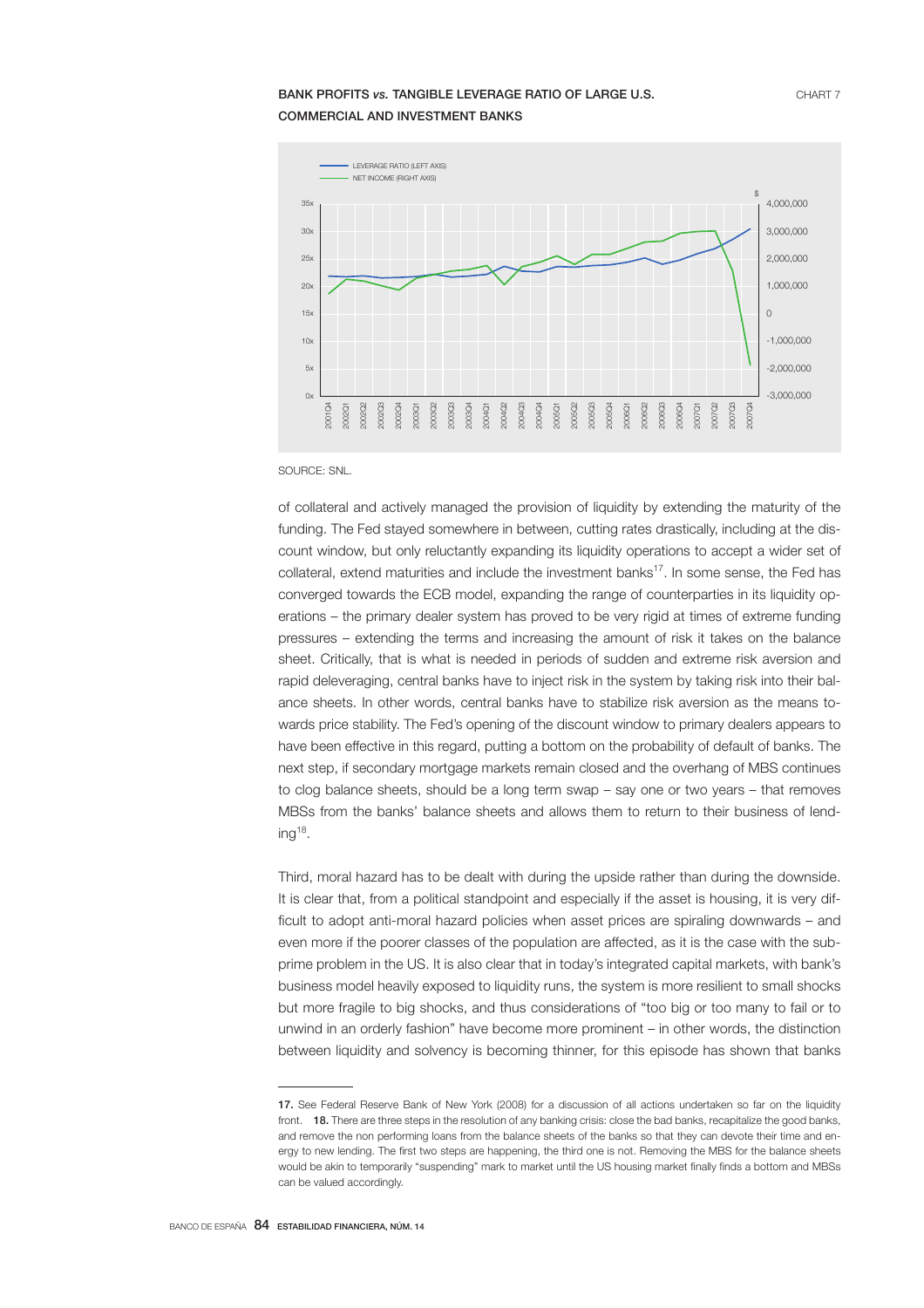BANK PROFITS *vs.* TANGIBLE LEVERAGE RATIO OF LARGE U.S. COMMERCIAL AND INVESTMENT BANKS

CHART 7

SOURCE: SNL.

of collateral and actively managed the provision of liquidity by extending the maturity of the funding. The Fed stayed somewhere in between, cutting rates drastically, including at the discount window, but only reluctantly expanding its liquidity operations to accept a wider set of collateral, extend maturities and include the investment banks[17]. In some sense, the Fed has converged towards the ECB model, expanding the range of counterparties in its liquidity operations – the primary dealer system has proved to be very rigid at times of extreme funding pressures – extending the terms and increasing the amount of risk it takes on the balance sheet. Critically, that is what is needed in periods of sudden and extreme risk aversion and rapid deleveraging, central banks have to inject risk in the system by taking risk into their balance sheets. In other words, central banks have to stabilize risk aversion as the means towards price stability. The Fed's opening of the discount window to primary dealers appears to have been effective in this regard, putting a bottom on the probability of default of banks. The next step, if secondary mortgage markets remain closed and the overhang of MBS continues to clog balance sheets, should be a long term swap – say one or two years – that removes MBSs from the banks' balance sheets and allows them to return to their business of lending[18].

Third, moral hazard has to be dealt with during the upside rather than during the downside. It is clear that, from a political standpoint and especially if the asset is housing, it is very difficult to adopt anti-moral hazard policies when asset prices are spiraling downwards – and even more if the poorer classes of the population are affected, as it is the case with the subprime problem in the US. It is also clear that in today's integrated capital markets, with bank's business model heavily exposed to liquidity runs, the system is more resilient to small shocks but more fragile to big shocks, and thus considerations of "too big or too many to fail or to unwind in an orderly fashion" have become more prominent – in other words, the distinction between liquidity and solvency is becoming thinner, for this episode has shown that banks

---

**17.** See Federal Reserve Bank of New York (2008) for a discussion of all actions undertaken so far on the liquidity front. **18.** There are three steps in the resolution of any banking crisis: close the bad banks, recapitalize the good banks, and remove the non performing loans from the balance sheets of the banks so that they can devote their time and energy to new lending. The first two steps are happening, the third one is not. Removing the MBS for the balance sheets would be akin to temporarily "suspending" mark to market until the US housing market finally finds a bottom and MBSs can be valued accordingly.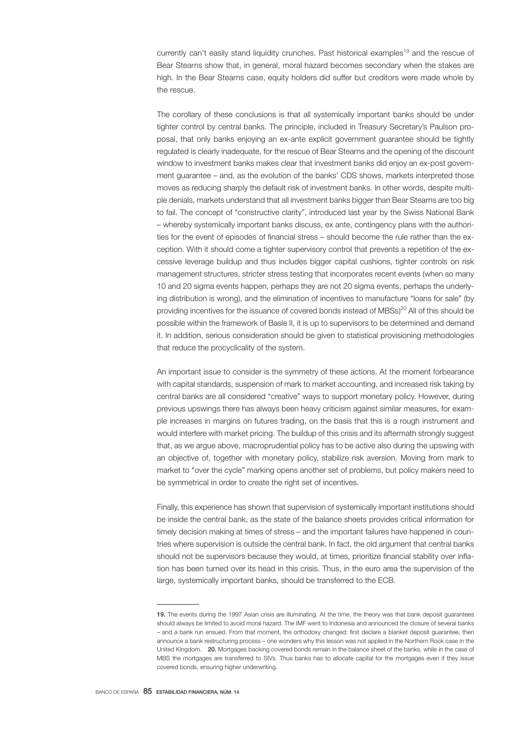currently can't easily stand liquidity crunches. Past historical examples[19] and the rescue of Bear Stearns show that, in general, moral hazard becomes secondary when the stakes are high. In the Bear Stearns case, equity holders did suffer but creditors were made whole by the rescue.

The corollary of these conclusions is that all systemically important banks should be under tighter control by central banks. The principle, included in Treasury Secretary's Paulson proposal, that only banks enjoying an ex-ante explicit government guarantee should be tightly regulated is clearly inadequate, for the rescue of Bear Stearns and the opening of the discount window to investment banks makes clear that investment banks did enjoy an ex-post government guarantee – and, as the evolution of the banks' CDS shows, markets interpreted those moves as reducing sharply the default risk of investment banks. In other words, despite multiple denials, markets understand that all investment banks bigger than Bear Stearns are too big to fail. The concept of "constructive clarity", introduced last year by the Swiss National Bank – whereby systemically important banks discuss, ex ante, contingency plans with the authorities for the event of episodes of financial stress – should become the rule rather than the exception. With it should come a tighter supervisory control that prevents a repetition of the excessive leverage buildup and thus includes bigger capital cushions, tighter controls on risk management structures, stricter stress testing that incorporates recent events (when so many 10 and 20 sigma events happen, perhaps they are not 20 sigma events, perhaps the underlying distribution is wrong), and the elimination of incentives to manufacture "loans for sale" (by providing incentives for the issuance of covered bonds instead of MBSs)[20] All of this should be possible within the framework of Basle II, it is up to supervisors to be determined and demand it. In addition, serious consideration should be given to statistical provisioning methodologies that reduce the procyclicality of the system.

An important issue to consider is the symmetry of these actions. At the moment forbearance with capital standards, suspension of mark to market accounting, and increased risk taking by central banks are all considered "creative" ways to support monetary policy. However, during previous upswings there has always been heavy criticism against similar measures, for example increases in margins on futures trading, on the basis that this is a rough instrument and would interfere with market pricing. The buildup of this crisis and its aftermath strongly suggest that, as we argue above, macroprudential policy has to be active also during the upswing with an objective of, together with monetary policy, stabilize risk aversion. Moving from mark to market to "over the cycle" marking opens another set of problems, but policy makers need to be symmetrical in order to create the right set of incentives.

Finally, this experience has shown that supervision of systemically important institutions should be inside the central bank, as the state of the balance sheets provides critical information for timely decision making at times of stress – and the important failures have happened in countries where supervision is outside the central bank. In fact, the old argument that central banks should not be supervisors because they would, at times, prioritize financial stability over inflation has been turned over its head in this crisis. Thus, in the euro area the supervision of the large, systemically important banks, should be transferred to the ECB.

---

**19.** The events during the 1997 Asian crisis are illuminating. At the time, the theory was that bank deposit guarantees should always be limited to avoid moral hazard. The IMF went to Indonesia and announced the closure of several banks – and a bank run ensued. From that moment, the orthodoxy changed: first declare a blanket deposit guarantee, then announce a bank restructuring process – one wonders why this lesson was not applied in the Northern Rock case in the United Kingdom. **20.** Mortgages backing covered bonds remain in the balance sheet of the banks, while in the case of MBS the mortgages are transferred to SIVs. Thus banks has to allocate capital for the mortgages even if they issue covered bonds, ensuring higher underwriting.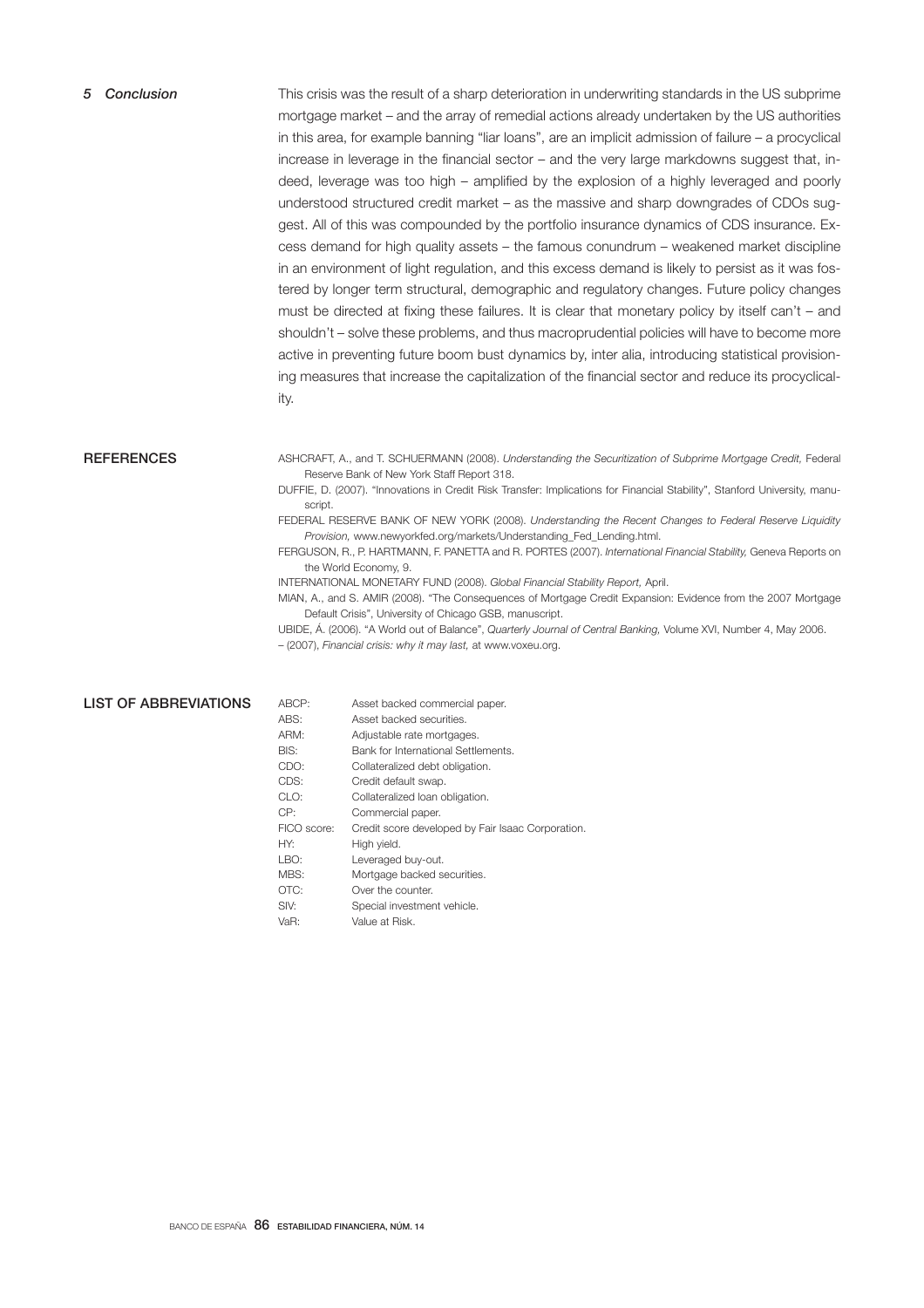## 5 Conclusion

This crisis was the result of a sharp deterioration in underwriting standards in the US subprime mortgage market – and the array of remedial actions already undertaken by the US authorities in this area, for example banning "liar loans", are an implicit admission of failure – a procyclical increase in leverage in the financial sector – and the very large markdowns suggest that, indeed, leverage was too high – amplified by the explosion of a highly leveraged and poorly understood structured credit market – as the massive and sharp downgrades of CDOs suggest. All of this was compounded by the portfolio insurance dynamics of CDS insurance. Excess demand for high quality assets – the famous conundrum – weakened market discipline in an environment of light regulation, and this excess demand is likely to persist as it was fostered by longer term structural, demographic and regulatory changes. Future policy changes must be directed at fixing these failures. It is clear that monetary policy by itself can't – and shouldn't – solve these problems, and thus macroprudential policies will have to become more active in preventing future boom bust dynamics by, inter alia, introducing statistical provisioning measures that increase the capitalization of the financial sector and reduce its procyclicality.

## REFERENCES

ASHCRAFT, A., and T. SCHUERMANN (2008). *Understanding the Securitization of Subprime Mortgage Credit,* Federal Reserve Bank of New York Staff Report 318.

DUFFIE, D. (2007). "Innovations in Credit Risk Transfer: Implications for Financial Stability", Stanford University, manuscript.

FEDERAL RESERVE BANK OF NEW YORK (2008). *Understanding the Recent Changes to Federal Reserve Liquidity Provision,* www.newyorkfed.org/markets/Understanding_Fed_Lending.html.

FERGUSON, R., P. HARTMANN, F. PANETTA and R. PORTES (2007). *International Financial Stability,* Geneva Reports on the World Economy, 9.

INTERNATIONAL MONETARY FUND (2008). *Global Financial Stability Report,* April.

MIAN, A., and S. AMIR (2008). "The Consequences of Mortgage Credit Expansion: Evidence from the 2007 Mortgage Default Crisis", University of Chicago GSB, manuscript.

UBIDE, Á. (2006). "A World out of Balance", *Quarterly Journal of Central Banking,* Volume XVI, Number 4, May 2006.

– (2007), *Financial crisis: why it may last,* at www.voxeu.org.

## LIST OF ABBREVIATIONS

| | |
|---|---|
| ABCP: | Asset backed commercial paper. |
| ABS: | Asset backed securities. |
| ARM: | Adjustable rate mortgages. |
| BIS: | Bank for International Settlements. |
| CDO: | Collateralized debt obligation. |
| CDS: | Credit default swap. |
| CLO: | Collateralized loan obligation. |
| CP: | Commercial paper. |
| FICO score: | Credit score developed by Fair Isaac Corporation. |
| HY: | High yield. |
| LBO: | Leveraged buy-out. |
| MBS: | Mortgage backed securities. |
| OTC: | Over the counter. |
| SIV: | Special investment vehicle. |
| VaR: | Value at Risk. |